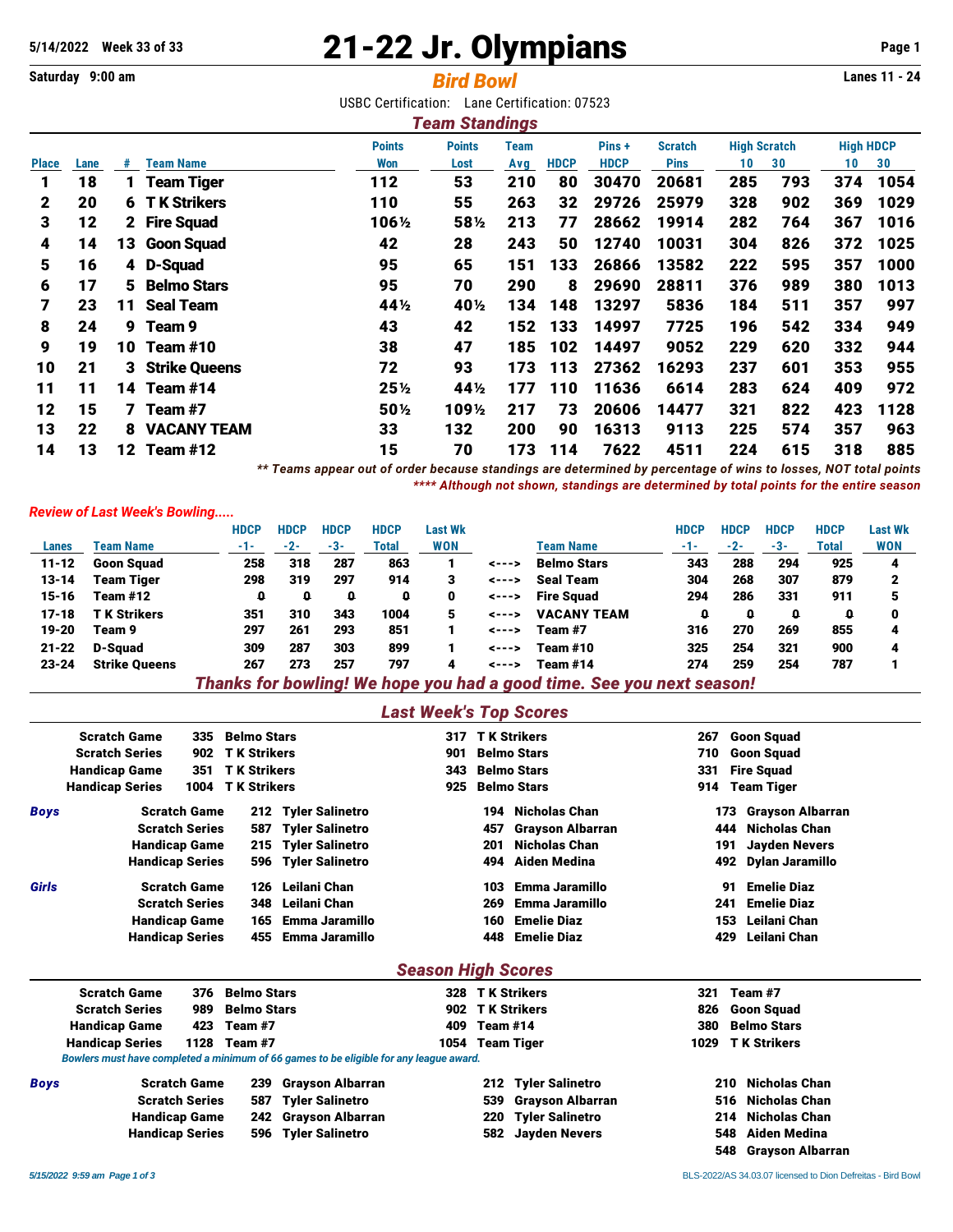5/14/2022 Week 33 of 33

Saturday 9:00 am

# 21-22 Jr. Olympians

## Bird Bowl

Lanes 11 - 24

USBC Certification: Lane Certification: 07523

### Team Standings

| Place | Lane | # | Team Name | Points Won | Points Lost | Team Avg | HDCP | Pins + HDCP | Scratch Pins | High Scratch 10 | High Scratch 30 | High HDCP 10 | High HDCP 30 |
|---|---|---|---|---|---|---|---|---|---|---|---|---|---|
| 1 | 18 | 1 | Team Tiger | 112 | 53 | 210 | 80 | 30470 | 20681 | 285 | 793 | 374 | 1054 |
| 2 | 20 | 6 | T K Strikers | 110 | 55 | 263 | 32 | 29726 | 25979 | 328 | 902 | 369 | 1029 |
| 3 | 12 | 2 | Fire Squad | 106½ | 58½ | 213 | 77 | 28662 | 19914 | 282 | 764 | 367 | 1016 |
| 4 | 14 | 13 | Goon Squad | 42 | 28 | 243 | 50 | 12740 | 10031 | 304 | 826 | 372 | 1025 |
| 5 | 16 | 4 | D-Squad | 95 | 65 | 151 | 133 | 26866 | 13582 | 222 | 595 | 357 | 1000 |
| 6 | 17 | 5 | Belmo Stars | 95 | 70 | 290 | 8 | 29690 | 28811 | 376 | 989 | 380 | 1013 |
| 7 | 23 | 11 | Seal Team | 44½ | 40½ | 134 | 148 | 13297 | 5836 | 184 | 511 | 357 | 997 |
| 8 | 24 | 9 | Team 9 | 43 | 42 | 152 | 133 | 14997 | 7725 | 196 | 542 | 334 | 949 |
| 9 | 19 | 10 | Team #10 | 38 | 47 | 185 | 102 | 14497 | 9052 | 229 | 620 | 332 | 944 |
| 10 | 21 | 3 | Strike Queens | 72 | 93 | 173 | 113 | 27362 | 16293 | 237 | 601 | 353 | 955 |
| 11 | 11 | 14 | Team #14 | 25½ | 44½ | 177 | 110 | 11636 | 6614 | 283 | 624 | 409 | 972 |
| 12 | 15 | 7 | Team #7 | 50½ | 109½ | 217 | 73 | 20606 | 14477 | 321 | 822 | 423 | 1128 |
| 13 | 22 | 8 | VACANY TEAM | 33 | 132 | 200 | 90 | 16313 | 9113 | 225 | 574 | 357 | 963 |
| 14 | 13 | 12 | Team #12 | 15 | 70 | 173 | 114 | 7622 | 4511 | 224 | 615 | 318 | 885 |

*** Teams appear out of order because standings are determined by percentage of wins to losses, NOT total points*

*\*\*\*\* Although not shown, standings are determined by total points for the entire season*

*Review of Last Week's Bowling.....*

| Lanes | Team Name | HDCP -1- | HDCP -2- | HDCP -3- | HDCP Total | Last Wk WON | | Team Name | HDCP -1- | HDCP -2- | HDCP -3- | HDCP Total | Last Wk WON |
|---|---|---|---|---|---|---|---|---|---|---|---|---|---|
| 11-12 | Goon Squad | 258 | 318 | 287 | 863 | 1 | <---> | Belmo Stars | 343 | 288 | 294 | 925 | 4 |
| 13-14 | Team Tiger | 298 | 319 | 297 | 914 | 3 | <---> | Seal Team | 304 | 268 | 307 | 879 | 2 |
| 15-16 | Team #12 | 0 | 0 | 0 | 0 | 0 | <---> | Fire Squad | 294 | 286 | 331 | 911 | 5 |
| 17-18 | T K Strikers | 351 | 310 | 343 | 1004 | 5 | <---> | VACANY TEAM | 0 | 0 | 0 | 0 | 0 |
| 19-20 | Team 9 | 297 | 261 | 293 | 851 | 1 | <---> | Team #7 | 316 | 270 | 269 | 855 | 4 |
| 21-22 | D-Squad | 309 | 287 | 303 | 899 | 1 | <---> | Team #10 | 325 | 254 | 321 | 900 | 4 |
| 23-24 | Strike Queens | 267 | 273 | 257 | 797 | 4 | <---> | Team #14 | 274 | 259 | 254 | 787 | 1 |

*Thanks for bowling! We hope you had a good time. See you next season!*

### Last Week's Top Scores

| | | | | | | |
|---|---|---|---|---|---|---|
| Scratch Game | 335 | Belmo Stars | 317 | T K Strikers | 267 | Goon Squad |
| Scratch Series | 902 | T K Strikers | 901 | Belmo Stars | 710 | Goon Squad |
| Handicap Game | 351 | T K Strikers | 343 | Belmo Stars | 331 | Fire Squad |
| Handicap Series | 1004 | T K Strikers | 925 | Belmo Stars | 914 | Team Tiger |

| *Boys* | | | | | | | |
|---|---|---|---|---|---|---|---|
| | Scratch Game | 212 | Tyler Salinetro | 194 | Nicholas Chan | 173 | Grayson Albarran |
| | Scratch Series | 587 | Tyler Salinetro | 457 | Grayson Albarran | 444 | Nicholas Chan |
| | Handicap Game | 215 | Tyler Salinetro | 201 | Nicholas Chan | 191 | Jayden Nevers |
| | Handicap Series | 596 | Tyler Salinetro | 494 | Aiden Medina | 492 | Dylan Jaramillo |

| *Girls* | | | | | | | |
|---|---|---|---|---|---|---|---|
| | Scratch Game | 126 | Leilani Chan | 103 | Emma Jaramillo | 91 | Emelie Diaz |
| | Scratch Series | 348 | Leilani Chan | 269 | Emma Jaramillo | 241 | Emelie Diaz |
| | Handicap Game | 165 | Emma Jaramillo | 160 | Emelie Diaz | 153 | Leilani Chan |
| | Handicap Series | 455 | Emma Jaramillo | 448 | Emelie Diaz | 429 | Leilani Chan |

### Season High Scores

| | | | | | | |
|---|---|---|---|---|---|---|
| Scratch Game | 376 | Belmo Stars | 328 | T K Strikers | 321 | Team #7 |
| Scratch Series | 989 | Belmo Stars | 902 | T K Strikers | 826 | Goon Squad |
| Handicap Game | 423 | Team #7 | 409 | Team #14 | 380 | Belmo Stars |
| Handicap Series | 1128 | Team #7 | 1054 | Team Tiger | 1029 | T K Strikers |

*Bowlers must have completed a minimum of 66 games to be eligible for any league award.*

| *Boys* | | | | | | | |
|---|---|---|---|---|---|---|---|
| | Scratch Game | 239 | Grayson Albarran | 212 | Tyler Salinetro | 210 | Nicholas Chan |
| | Scratch Series | 587 | Tyler Salinetro | 539 | Grayson Albarran | 516 | Nicholas Chan |
| | Handicap Game | 242 | Grayson Albarran | 220 | Tyler Salinetro | 214 | Nicholas Chan |
| | Handicap Series | 596 | Tyler Salinetro | 582 | Jayden Nevers | 548 | Aiden Medina |
| | | | | | | 548 | Grayson Albarran |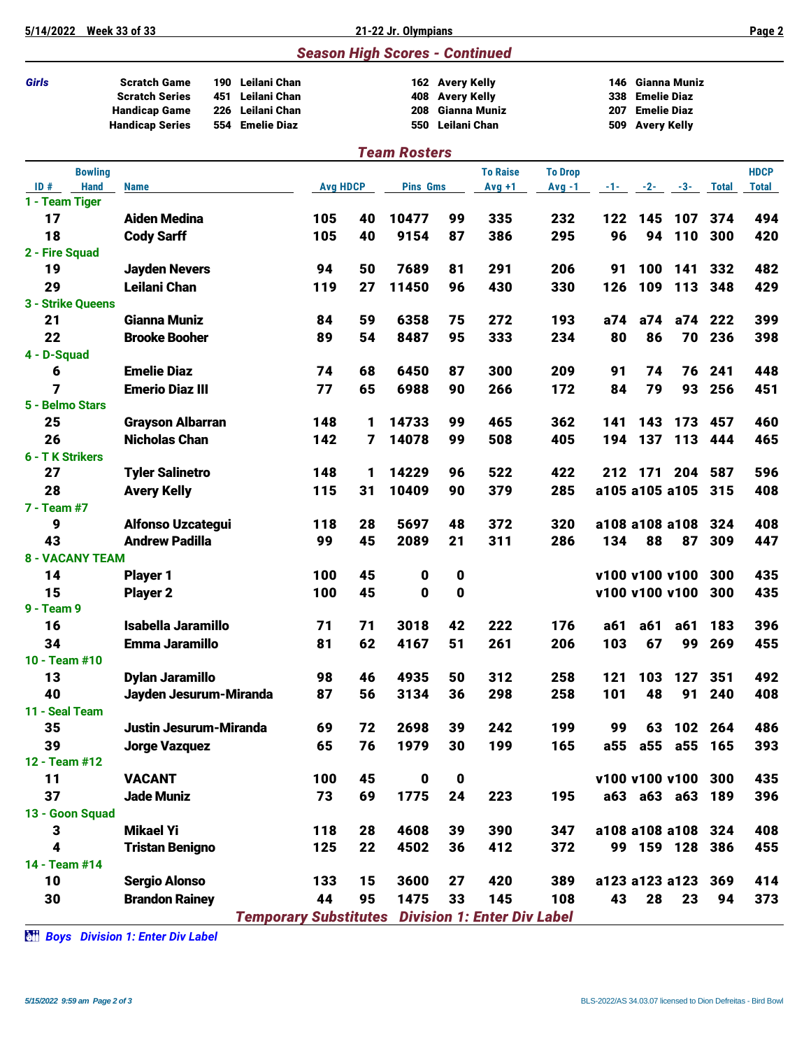## Season High Scores - Continued

| *Girls* | | | | | | | |
|---|---|---|---|---|---|---|---|
| Scratch Game | 190 | Leilani Chan | 162 | Avery Kelly | 146 | Gianna Muniz |
| Scratch Series | 451 | Leilani Chan | 408 | Avery Kelly | 338 | Emelie Diaz |
| Handicap Game | 226 | Leilani Chan | 208 | Gianna Muniz | 207 | Emelie Diaz |
| Handicap Series | 554 | Emelie Diaz | 550 | Leilani Chan | 509 | Avery Kelly |

## Team Rosters

| ID # | Bowling Hand | Name | Avg | HDCP | Pins | Gms | To Raise Avg +1 | To Drop Avg -1 | -1- | -2- | -3- | Total | HDCP Total |
|---|---|---|---|---|---|---|---|---|---|---|---|---|---|
| **1 - Team Tiger** | | | | | | | | | | | | | |
| 17 | | Aiden Medina | 105 | 40 | 10477 | 99 | 335 | 232 | 122 | 145 | 107 | 374 | 494 |
| 18 | | Cody Sarff | 105 | 40 | 9154 | 87 | 386 | 295 | 96 | 94 | 110 | 300 | 420 |
| **2 - Fire Squad** | | | | | | | | | | | | | |
| 19 | | Jayden Nevers | 94 | 50 | 7689 | 81 | 291 | 206 | 91 | 100 | 141 | 332 | 482 |
| 29 | | Leilani Chan | 119 | 27 | 11450 | 96 | 430 | 330 | 126 | 109 | 113 | 348 | 429 |
| **3 - Strike Queens** | | | | | | | | | | | | | |
| 21 | | Gianna Muniz | 84 | 59 | 6358 | 75 | 272 | 193 | a74 | a74 | a74 | 222 | 399 |
| 22 | | Brooke Booher | 89 | 54 | 8487 | 95 | 333 | 234 | 80 | 86 | 70 | 236 | 398 |
| **4 - D-Squad** | | | | | | | | | | | | | |
| 6 | | Emelie Diaz | 74 | 68 | 6450 | 87 | 300 | 209 | 91 | 74 | 76 | 241 | 448 |
| 7 | | Emerio Diaz III | 77 | 65 | 6988 | 90 | 266 | 172 | 84 | 79 | 93 | 256 | 451 |
| **5 - Belmo Stars** | | | | | | | | | | | | | |
| 25 | | Grayson Albarran | 148 | 1 | 14733 | 99 | 465 | 362 | 141 | 143 | 173 | 457 | 460 |
| 26 | | Nicholas Chan | 142 | 7 | 14078 | 99 | 508 | 405 | 194 | 137 | 113 | 444 | 465 |
| **6 - T K Strikers** | | | | | | | | | | | | | |
| 27 | | Tyler Salinetro | 148 | 1 | 14229 | 96 | 522 | 422 | 212 | 171 | 204 | 587 | 596 |
| 28 | | Avery Kelly | 115 | 31 | 10409 | 90 | 379 | 285 | a105 | a105 | a105 | 315 | 408 |
| **7 - Team #7** | | | | | | | | | | | | | |
| 9 | | Alfonso Uzcategui | 118 | 28 | 5697 | 48 | 372 | 320 | a108 | a108 | a108 | 324 | 408 |
| 43 | | Andrew Padilla | 99 | 45 | 2089 | 21 | 311 | 286 | 134 | 88 | 87 | 309 | 447 |
| **8 - VACANY TEAM** | | | | | | | | | | | | | |
| 14 | | Player 1 | 100 | 45 | 0 | 0 | | | v100 | v100 | v100 | 300 | 435 |
| 15 | | Player 2 | 100 | 45 | 0 | 0 | | | v100 | v100 | v100 | 300 | 435 |
| **9 - Team 9** | | | | | | | | | | | | | |
| 16 | | Isabella Jaramillo | 71 | 71 | 3018 | 42 | 222 | 176 | a61 | a61 | a61 | 183 | 396 |
| 34 | | Emma Jaramillo | 81 | 62 | 4167 | 51 | 261 | 206 | 103 | 67 | 99 | 269 | 455 |
| **10 - Team #10** | | | | | | | | | | | | | |
| 13 | | Dylan Jaramillo | 98 | 46 | 4935 | 50 | 312 | 258 | 121 | 103 | 127 | 351 | 492 |
| 40 | | Jayden Jesurum-Miranda | 87 | 56 | 3134 | 36 | 298 | 258 | 101 | 48 | 91 | 240 | 408 |
| **11 - Seal Team** | | | | | | | | | | | | | |
| 35 | | Justin Jesurum-Miranda | 69 | 72 | 2698 | 39 | 242 | 199 | 99 | 63 | 102 | 264 | 486 |
| 39 | | Jorge Vazquez | 65 | 76 | 1979 | 30 | 199 | 165 | a55 | a55 | a55 | 165 | 393 |
| **12 - Team #12** | | | | | | | | | | | | | |
| 11 | | VACANT | 100 | 45 | 0 | 0 | | | v100 | v100 | v100 | 300 | 435 |
| 37 | | Jade Muniz | 73 | 69 | 1775 | 24 | 223 | 195 | a63 | a63 | a63 | 189 | 396 |
| **13 - Goon Squad** | | | | | | | | | | | | | |
| 3 | | Mikael Yi | 118 | 28 | 4608 | 39 | 390 | 347 | a108 | a108 | a108 | 324 | 408 |
| 4 | | Tristan Benigno | 125 | 22 | 4502 | 36 | 412 | 372 | 99 | 159 | 128 | 386 | 455 |
| **14 - Team #14** | | | | | | | | | | | | | |
| 10 | | Sergio Alonso | 133 | 15 | 3600 | 27 | 420 | 389 | a123 | a123 | a123 | 369 | 414 |
| 30 | | Brandon Rainey | 44 | 95 | 1475 | 33 | 145 | 108 | 43 | 28 | 23 | 94 | 373 |

*Temporary Substitutes Division 1: Enter Div Label*

*Boys Division 1: Enter Div Label*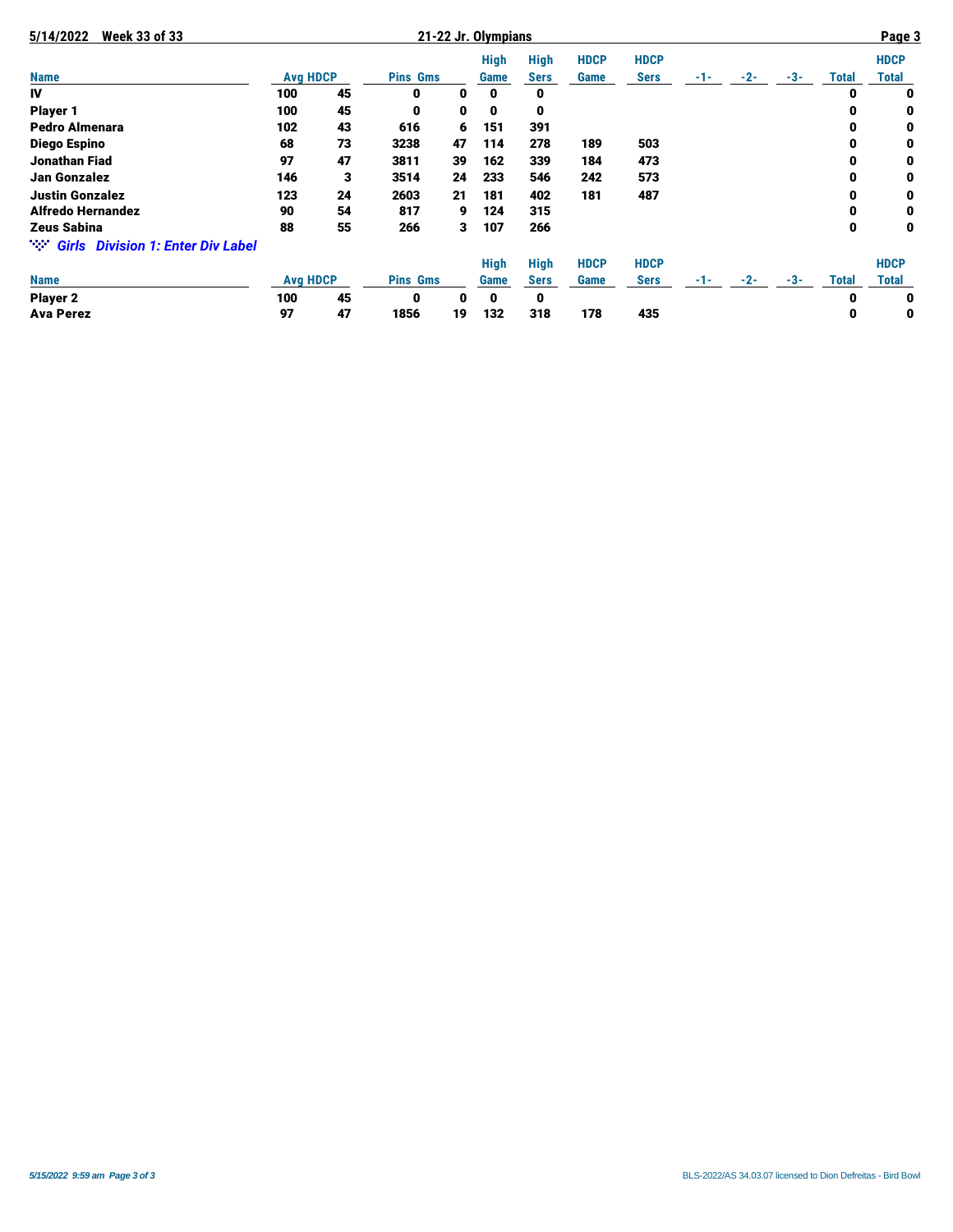| Name | Avg | HDCP | Pins | Gms | High Game | High Sers | HDCP Game | HDCP Sers | -1- | -2- | -3- | Total | HDCP Total |
|---|---|---|---|---|---|---|---|---|---|---|---|---|---|
| IV | 100 | 45 | 0 | 0 | 0 | 0 | | | | | | 0 | 0 |
| Player 1 | 100 | 45 | 0 | 0 | 0 | 0 | | | | | | 0 | 0 |
| Pedro Almenara | 102 | 43 | 616 | 6 | 151 | 391 | | | | | | 0 | 0 |
| Diego Espino | 68 | 73 | 3238 | 47 | 114 | 278 | 189 | 503 | | | | 0 | 0 |
| Jonathan Fiad | 97 | 47 | 3811 | 39 | 162 | 339 | 184 | 473 | | | | 0 | 0 |
| Jan Gonzalez | 146 | 3 | 3514 | 24 | 233 | 546 | 242 | 573 | | | | 0 | 0 |
| Justin Gonzalez | 123 | 24 | 2603 | 21 | 181 | 402 | 181 | 487 | | | | 0 | 0 |
| Alfredo Hernandez | 90 | 54 | 817 | 9 | 124 | 315 | | | | | | 0 | 0 |
| Zeus Sabina | 88 | 55 | 266 | 3 | 107 | 266 | | | | | | 0 | 0 |

### *Girls   Division 1: Enter Div Label*

| Name | Avg | HDCP | Pins | Gms | High Game | High Sers | HDCP Game | HDCP Sers | -1- | -2- | -3- | Total | HDCP Total |
|---|---|---|---|---|---|---|---|---|---|---|---|---|---|
| Player 2 | 100 | 45 | 0 | 0 | 0 | 0 | | | | | | 0 | 0 |
| Ava Perez | 97 | 47 | 1856 | 19 | 132 | 318 | 178 | 435 | | | | 0 | 0 |